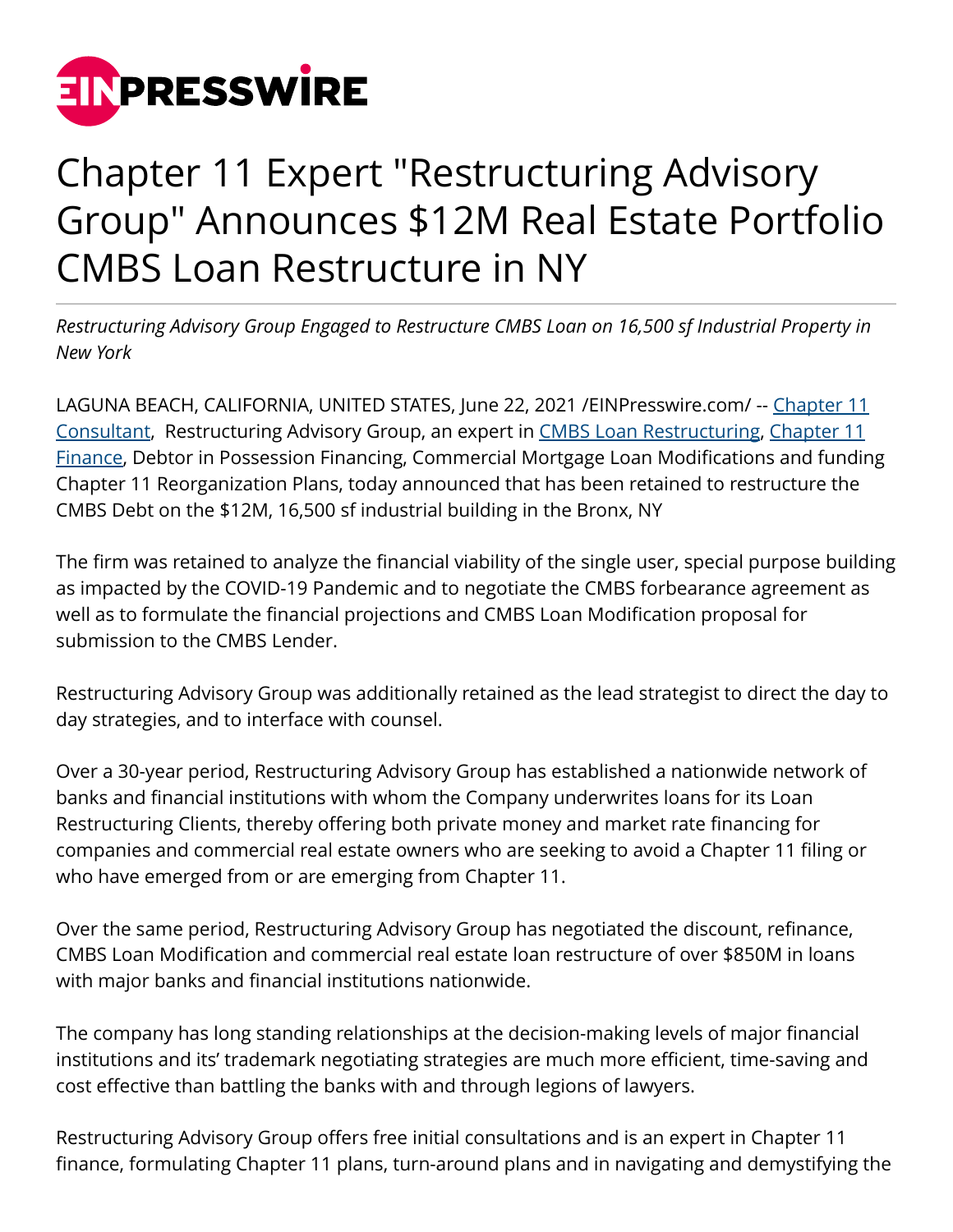# Chapter 11 Expert "Restructuring Advisory Group" Announces $12M Real Estate Portfolio CMBS Loan Restructure in NY

*Restructuring Advisory Group Engaged to Restructure CMBS Loan on 16,500 sf Industrial Property in New York*

LAGUNA BEACH, CALIFORNIA, UNITED STATES, June 22, 2021 /EINPresswire.com/ -- Chapter 11 Consultant, Restructuring Advisory Group, an expert in CMBS Loan Restructuring, Chapter 11 Finance, Debtor in Possession Financing, Commercial Mortgage Loan Modifications and funding Chapter 11 Reorganization Plans, today announced that has been retained to restructure the CMBS Debt on the $12M, 16,500 sf industrial building in the Bronx, NY

The firm was retained to analyze the financial viability of the single user, special purpose building as impacted by the COVID-19 Pandemic and to negotiate the CMBS forbearance agreement as well as to formulate the financial projections and CMBS Loan Modification proposal for submission to the CMBS Lender.

Restructuring Advisory Group was additionally retained as the lead strategist to direct the day to day strategies, and to interface with counsel.

Over a 30-year period, Restructuring Advisory Group has established a nationwide network of banks and financial institutions with whom the Company underwrites loans for its Loan Restructuring Clients, thereby offering both private money and market rate financing for companies and commercial real estate owners who are seeking to avoid a Chapter 11 filing or who have emerged from or are emerging from Chapter 11.

Over the same period, Restructuring Advisory Group has negotiated the discount, refinance, CMBS Loan Modification and commercial real estate loan restructure of over $850M in loans with major banks and financial institutions nationwide.

The company has long standing relationships at the decision-making levels of major financial institutions and its' trademark negotiating strategies are much more efficient, time-saving and cost effective than battling the banks with and through legions of lawyers.

Restructuring Advisory Group offers free initial consultations and is an expert in Chapter 11 finance, formulating Chapter 11 plans, turn-around plans and in navigating and demystifying the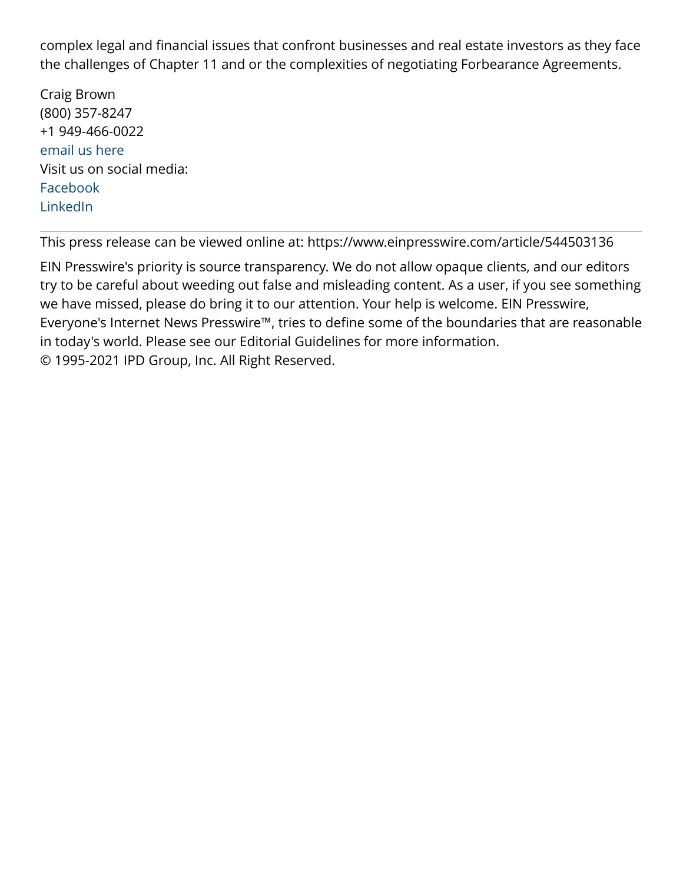complex legal and financial issues that confront businesses and real estate investors as they face the challenges of Chapter 11 and or the complexities of negotiating Forbearance Agreements.

Craig Brown
(800) 357-8247
+1 949-466-0022
email us here
Visit us on social media:
Facebook
LinkedIn

---

This press release can be viewed online at: https://www.einpresswire.com/article/544503136

EIN Presswire's priority is source transparency. We do not allow opaque clients, and our editors try to be careful about weeding out false and misleading content. As a user, if you see something we have missed, please do bring it to our attention. Your help is welcome. EIN Presswire, Everyone's Internet News Presswire™, tries to define some of the boundaries that are reasonable in today's world. Please see our Editorial Guidelines for more information.
© 1995-2021 IPD Group, Inc. All Right Reserved.